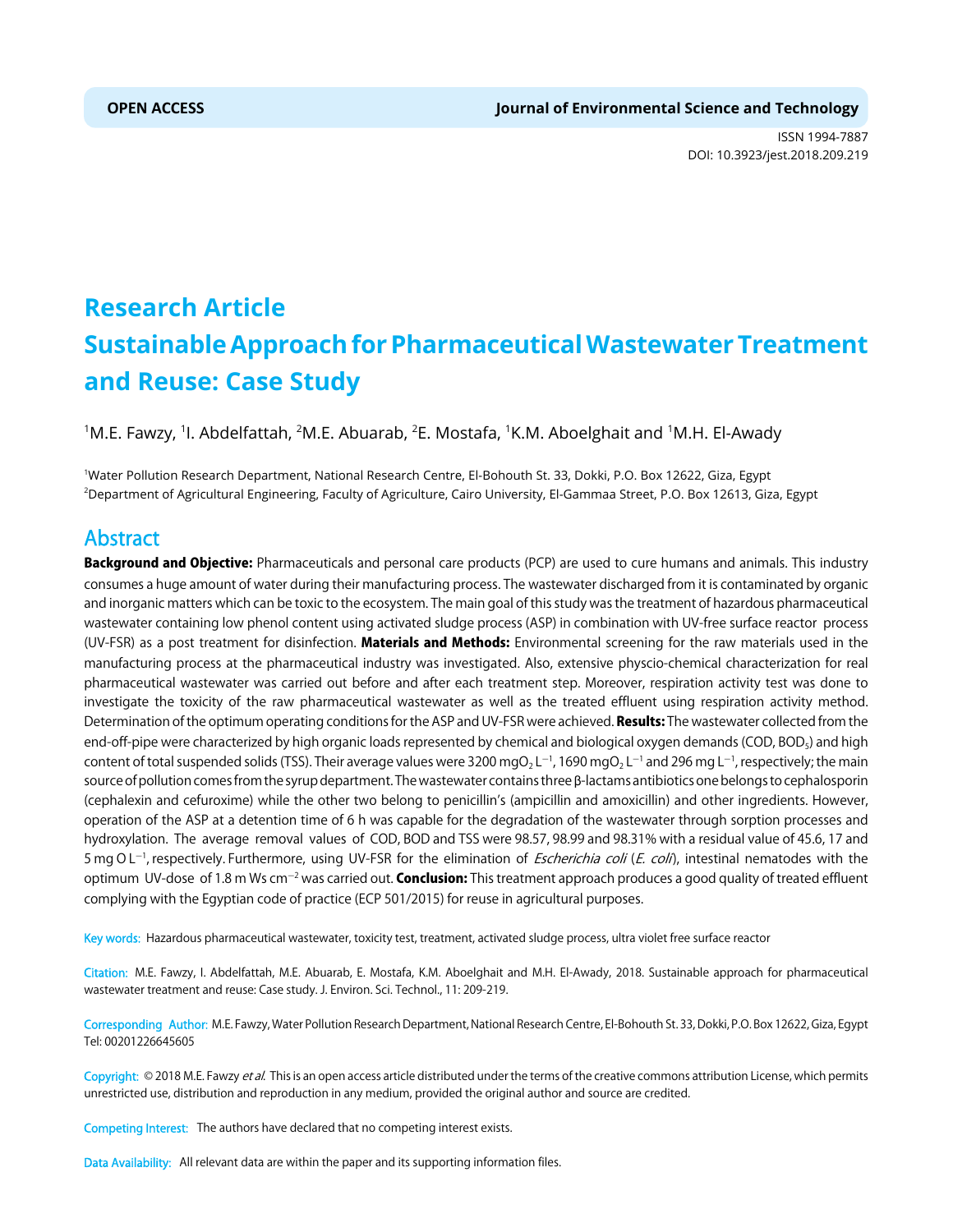OPEN ACCESS **Journal of Environmental Science and Technology**

ISSN 1994-7887
DOI: 10.3923/jest.2018.209.219

# Research Article
# Sustainable Approach for Pharmaceutical Wastewater Treatment and Reuse: Case Study

[1]M.E. Fawzy, [1]I. Abdelfattah, [2]M.E. Abuarab, [2]E. Mostafa, [1]K.M. Aboelghait and [1]M.H. El-Awady

[1]Water Pollution Research Department, National Research Centre, El-Bohouth St. 33, Dokki, P.O. Box 12622, Giza, Egypt
[2]Department of Agricultural Engineering, Faculty of Agriculture, Cairo University, El-Gammaa Street, P.O. Box 12613, Giza, Egypt

## Abstract

**Background and Objective:** Pharmaceuticals and personal care products (PCP) are used to cure humans and animals. This industry consumes a huge amount of water during their manufacturing process. The wastewater discharged from it is contaminated by organic and inorganic matters which can be toxic to the ecosystem. The main goal of this study was the treatment of hazardous pharmaceutical wastewater containing low phenol content using activated sludge process (ASP) in combination with UV-free surface reactor process (UV-FSR) as a post treatment for disinfection. **Materials and Methods:** Environmental screening for the raw materials used in the manufacturing process at the pharmaceutical industry was investigated. Also, extensive physcio-chemical characterization for real pharmaceutical wastewater was carried out before and after each treatment step. Moreover, respiration activity test was done to investigate the toxicity of the raw pharmaceutical wastewater as well as the treated effluent using respiration activity method. Determination of the optimum operating conditions for the ASP and UV-FSR were achieved. **Results:** The wastewater collected from the end-off-pipe were characterized by high organic loads represented by chemical and biological oxygen demands (COD, $BOD_5$) and high content of total suspended solids (TSS). Their average values were 3200 mg$O_2$ $L^{-1}$, 1690 mg$O_2$ $L^{-1}$ and 296 mg $L^{-1}$, respectively; the main source of pollution comes from the syrup department. The wastewater contains three β-lactams antibiotics one belongs to cephalosporin (cephalexin and cefuroxime) while the other two belong to penicillin's (ampicillin and amoxicillin) and other ingredients. However, operation of the ASP at a detention time of 6 h was capable for the degradation of the wastewater through sorption processes and hydroxylation. The average removal values of COD, BOD and TSS were 98.57, 98.99 and 98.31% with a residual value of 45.6, 17 and 5 mg O $L^{-1}$, respectively. Furthermore, using UV-FSR for the elimination of *Escherichia coli* (*E. coli*), intestinal nematodes with the optimum UV-dose of 1.8 m Ws $cm^{-2}$ was carried out. **Conclusion:** This treatment approach produces a good quality of treated effluent complying with the Egyptian code of practice (ECP 501/2015) for reuse in agricultural purposes.

Key words: Hazardous pharmaceutical wastewater, toxicity test, treatment, activated sludge process, ultra violet free surface reactor

Citation: M.E. Fawzy, I. Abdelfattah, M.E. Abuarab, E. Mostafa, K.M. Aboelghait and M.H. El-Awady, 2018. Sustainable approach for pharmaceutical wastewater treatment and reuse: Case study. J. Environ. Sci. Technol., 11: 209-219.

Corresponding Author: M.E. Fawzy, Water Pollution Research Department, National Research Centre, El-Bohouth St. 33, Dokki, P.O. Box 12622, Giza, Egypt Tel: 00201226645605

Copyright: © 2018 M.E. Fawzy *et al.* This is an open access article distributed under the terms of the creative commons attribution License, which permits unrestricted use, distribution and reproduction in any medium, provided the original author and source are credited.

Competing Interest: The authors have declared that no competing interest exists.

Data Availability: All relevant data are within the paper and its supporting information files.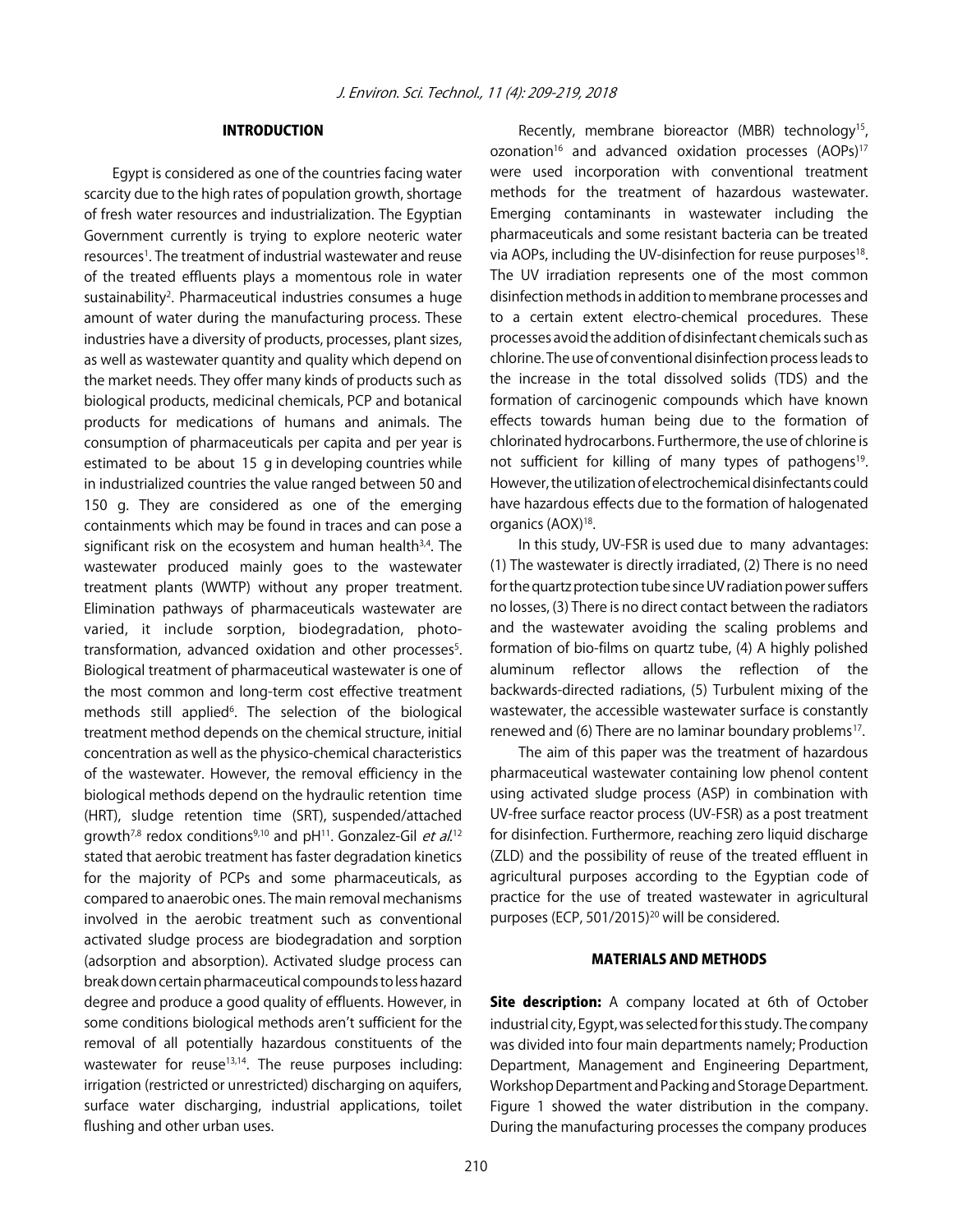## INTRODUCTION

Egypt is considered as one of the countries facing water scarcity due to the high rates of population growth, shortage of fresh water resources and industrialization. The Egyptian Government currently is trying to explore neoteric water resources[1]. The treatment of industrial wastewater and reuse of the treated effluents plays a momentous role in water sustainability[2]. Pharmaceutical industries consumes a huge amount of water during the manufacturing process. These industries have a diversity of products, processes, plant sizes, as well as wastewater quantity and quality which depend on the market needs. They offer many kinds of products such as biological products, medicinal chemicals, PCP and botanical products for medications of humans and animals. The consumption of pharmaceuticals per capita and per year is estimated to be about 15 g in developing countries while in industrialized countries the value ranged between 50 and 150 g. They are considered as one of the emerging containments which may be found in traces and can pose a significant risk on the ecosystem and human health[3,4]. The wastewater produced mainly goes to the wastewater treatment plants (WWTP) without any proper treatment. Elimination pathways of pharmaceuticals wastewater are varied, it include sorption, biodegradation, photo-transformation, advanced oxidation and other processes[5]. Biological treatment of pharmaceutical wastewater is one of the most common and long-term cost effective treatment methods still applied[6]. The selection of the biological treatment method depends on the chemical structure, initial concentration as well as the physico-chemical characteristics of the wastewater. However, the removal efficiency in the biological methods depend on the hydraulic retention time (HRT), sludge retention time (SRT), suspended/attached growth[7,8] redox conditions[9,10] and pH[11]. Gonzalez-Gil *et al.*[12] stated that aerobic treatment has faster degradation kinetics for the majority of PCPs and some pharmaceuticals, as compared to anaerobic ones. The main removal mechanisms involved in the aerobic treatment such as conventional activated sludge process are biodegradation and sorption (adsorption and absorption). Activated sludge process can break down certain pharmaceutical compounds to less hazard degree and produce a good quality of effluents. However, in some conditions biological methods aren't sufficient for the removal of all potentially hazardous constituents of the wastewater for reuse[13,14]. The reuse purposes including: irrigation (restricted or unrestricted) discharging on aquifers, surface water discharging, industrial applications, toilet flushing and other urban uses.

Recently, membrane bioreactor (MBR) technology[15], ozonation[16] and advanced oxidation processes (AOPs)[17] were used incorporation with conventional treatment methods for the treatment of hazardous wastewater. Emerging contaminants in wastewater including the pharmaceuticals and some resistant bacteria can be treated via AOPs, including the UV-disinfection for reuse purposes[18]. The UV irradiation represents one of the most common disinfection methods in addition to membrane processes and to a certain extent electro-chemical procedures. These processes avoid the addition of disinfectant chemicals such as chlorine. The use of conventional disinfection process leads to the increase in the total dissolved solids (TDS) and the formation of carcinogenic compounds which have known effects towards human being due to the formation of chlorinated hydrocarbons. Furthermore, the use of chlorine is not sufficient for killing of many types of pathogens[19]. However, the utilization of electrochemical disinfectants could have hazardous effects due to the formation of halogenated organics (AOX)[18].

In this study, UV-FSR is used due to many advantages: (1) The wastewater is directly irradiated, (2) There is no need for the quartz protection tube since UV radiation power suffers no losses, (3) There is no direct contact between the radiators and the wastewater avoiding the scaling problems and formation of bio-films on quartz tube, (4) A highly polished aluminum reflector allows the reflection of the backwards-directed radiations, (5) Turbulent mixing of the wastewater, the accessible wastewater surface is constantly renewed and (6) There are no laminar boundary problems[17].

The aim of this paper was the treatment of hazardous pharmaceutical wastewater containing low phenol content using activated sludge process (ASP) in combination with UV-free surface reactor process (UV-FSR) as a post treatment for disinfection. Furthermore, reaching zero liquid discharge (ZLD) and the possibility of reuse of the treated effluent in agricultural purposes according to the Egyptian code of practice for the use of treated wastewater in agricultural purposes (ECP, 501/2015)[20] will be considered.

## MATERIALS AND METHODS

**Site description:** A company located at 6th of October industrial city, Egypt, was selected for this study. The company was divided into four main departments namely; Production Department, Management and Engineering Department, Workshop Department and Packing and Storage Department. Figure 1 showed the water distribution in the company. During the manufacturing processes the company produces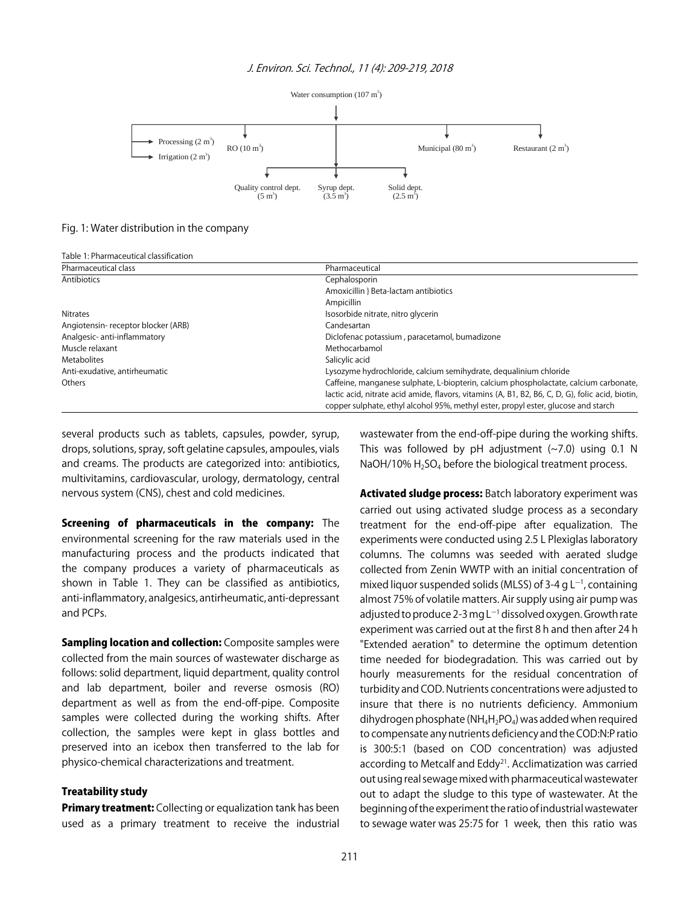Water consumption (107 $m^3$)

Processing (2 $m^3$)
Irrigation (2 $m^3$)
RO (10 $m^3$)
Municipal (80 $m^3$)
Restaurant (2 $m^3$)
Quality control dept. (5 $m^3$)
Syrup dept. (3.5 $m^3$)
Solid dept. (2.5 $m^3$)

Fig. 1: Water distribution in the company

Table 1: Pharmaceutical classification

| Pharmaceutical class | Pharmaceutical |
|---|---|
| Antibiotics | Cephalosporin |
| | Amoxicillin } Beta-lactam antibiotics |
| | Ampicillin |
| Nitrates | Isosorbide nitrate, nitro glycerin |
| Angiotensin- receptor blocker (ARB) | Candesartan |
| Analgesic- anti-inflammatory | Diclofenac potassium , paracetamol, bumadizone |
| Muscle relaxant | Methocarbamol |
| Metabolites | Salicylic acid |
| Anti-exudative, antirheumatic | Lysozyme hydrochloride, calcium semihydrate, dequalinium chloride |
| Others | Caffeine, manganese sulphate, L-biopterin, calcium phospholactate, calcium carbonate, lactic acid, nitrate acid amide, flavors, vitamins (A, B1, B2, B6, C, D, G), folic acid, biotin, copper sulphate, ethyl alcohol 95%, methyl ester, propyl ester, glucose and starch |

several products such as tablets, capsules, powder, syrup, drops, solutions, spray, soft gelatine capsules, ampoules, vials and creams. The products are categorized into: antibiotics, multivitamins, cardiovascular, urology, dermatology, central nervous system (CNS), chest and cold medicines.

**Screening of pharmaceuticals in the company:** The environmental screening for the raw materials used in the manufacturing process and the products indicated that the company produces a variety of pharmaceuticals as shown in Table 1. They can be classified as antibiotics, anti-inflammatory, analgesics, antirheumatic, anti-depressant and PCPs.

**Sampling location and collection:** Composite samples were collected from the main sources of wastewater discharge as follows: solid department, liquid department, quality control and lab department, boiler and reverse osmosis (RO) department as well as from the end-off-pipe. Composite samples were collected during the working shifts. After collection, the samples were kept in glass bottles and preserved into an icebox then transferred to the lab for physico-chemical characterizations and treatment.

### Treatability study

**Primary treatment:** Collecting or equalization tank has been used as a primary treatment to receive the industrial wastewater from the end-off-pipe during the working shifts. This was followed by pH adjustment (~7.0) using 0.1 N NaOH/10% $H_2SO_4$ before the biological treatment process.

**Activated sludge process:** Batch laboratory experiment was carried out using activated sludge process as a secondary treatment for the end-off-pipe after equalization. The experiments were conducted using 2.5 L Plexiglas laboratory columns. The columns was seeded with aerated sludge collected from Zenin WWTP with an initial concentration of mixed liquor suspended solids (MLSS) of 3-4 g $L^{-1}$, containing almost 75% of volatile matters. Air supply using air pump was adjusted to produce 2-3 mg $L^{-1}$ dissolved oxygen. Growth rate experiment was carried out at the first 8 h and then after 24 h "Extended aeration" to determine the optimum detention time needed for biodegradation. This was carried out by hourly measurements for the residual concentration of turbidity and COD. Nutrients concentrations were adjusted to insure that there is no nutrients deficiency. Ammonium dihydrogen phosphate ($NH_4H_2PO_4$) was added when required to compensate any nutrients deficiency and the COD:N:P ratio is 300:5:1 (based on COD concentration) was adjusted according to Metcalf and Eddy[21]. Acclimatization was carried out using real sewage mixed with pharmaceutical wastewater out to adapt the sludge to this type of wastewater. At the beginning of the experiment the ratio of industrial wastewater to sewage water was 25:75 for 1 week, then this ratio was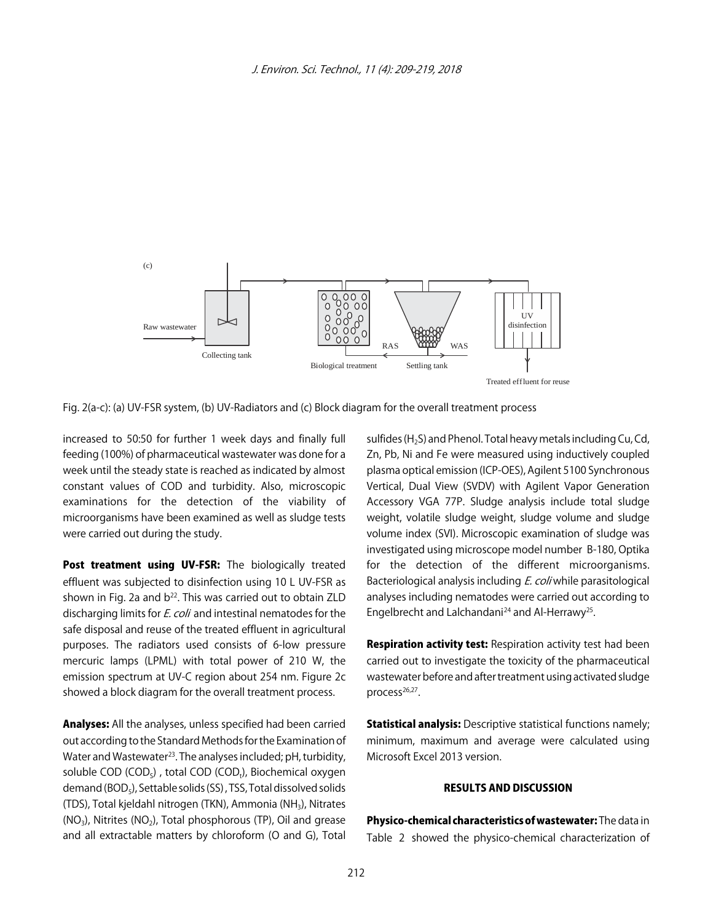Fig. 2(a-c): (a) UV-FSR system, (b) UV-Radiators and (c) Block diagram for the overall treatment process

increased to 50:50 for further 1 week days and finally full feeding (100%) of pharmaceutical wastewater was done for a week until the steady state is reached as indicated by almost constant values of COD and turbidity. Also, microscopic examinations for the detection of the viability of microorganisms have been examined as well as sludge tests were carried out during the study.

**Post treatment using UV-FSR:** The biologically treated effluent was subjected to disinfection using 10 L UV-FSR as shown in Fig. 2a and b[22]. This was carried out to obtain ZLD discharging limits for *E. coli* and intestinal nematodes for the safe disposal and reuse of the treated effluent in agricultural purposes. The radiators used consists of 6-low pressure mercuric lamps (LPML) with total power of 210 W, the emission spectrum at UV-C region about 254 nm. Figure 2c showed a block diagram for the overall treatment process.

**Analyses:** All the analyses, unless specified had been carried out according to the Standard Methods for the Examination of Water and Wastewater[23]. The analyses included; pH, turbidity, soluble COD ($COD_S$) , total COD ($COD_t$), Biochemical oxygen demand ($BOD_5$), Settable solids (SS) , TSS, Total dissolved solids (TDS), Total kjeldahl nitrogen (TKN), Ammonia ($NH_3$), Nitrates ($NO_3$), Nitrites ($NO_2$), Total phosphorous (TP), Oil and grease and all extractable matters by chloroform (O and G), Total sulfides ($H_2S$) and Phenol. Total heavy metals including Cu, Cd, Zn, Pb, Ni and Fe were measured using inductively coupled plasma optical emission (ICP-OES), Agilent 5100 Synchronous Vertical, Dual View (SVDV) with Agilent Vapor Generation Accessory VGA 77P. Sludge analysis include total sludge weight, volatile sludge weight, sludge volume and sludge volume index (SVI). Microscopic examination of sludge was investigated using microscope model number B-180, Optika for the detection of the different microorganisms. Bacteriological analysis including *E. coli* while parasitological analyses including nematodes were carried out according to Engelbrecht and Lalchandani[24] and Al-Herrawy[25].

**Respiration activity test:** Respiration activity test had been carried out to investigate the toxicity of the pharmaceutical wastewater before and after treatment using activated sludge process[26,27].

**Statistical analysis:** Descriptive statistical functions namely; minimum, maximum and average were calculated using Microsoft Excel 2013 version.

## RESULTS AND DISCUSSION

**Physico-chemical characteristics of wastewater:** The data in Table 2 showed the physico-chemical characterization of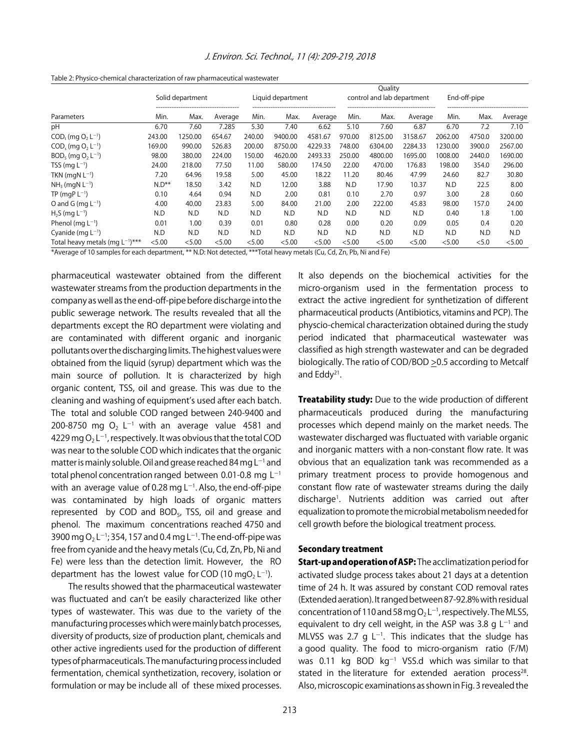Table 2: Physico-chemical characterization of raw pharmaceutical wastewater

| Parameters | Solid department | | | Liquid department | | | Quality control and lab department | | | End-off-pipe | | |
|---|---|---|---|---|---|---|---|---|---|---|---|---|
| | Min. | Max. | Average | Min. | Max. | Average | Min. | Max. | Average | Min. | Max. | Average |
| pH | 6.70 | 7.60 | 7.285 | 5.30 | 7.40 | 6.62 | 5.10 | 7.60 | 6.87 | 6.70 | 7.2 | 7.10 |
| $COD_t$ (mg $O_2$ $L^{-1}$) | 243.00 | 1250.00 | 654.67 | 240.00 | 9400.00 | 4581.67 | 970.00 | 8125.00 | 3158.67 | 2062.00 | 4750.0 | 3200.00 |
| $COD_s$ (mg $O_2$ $L^{-1}$) | 169.00 | 990.00 | 526.83 | 200.00 | 8750.00 | 4229.33 | 748.00 | 6304.00 | 2284.33 | 1230.00 | 3900.0 | 2567.00 |
| $BOD_5$ (mg $O_2$ $L^{-1}$) | 98.00 | 380.00 | 224.00 | 150.00 | 4620.00 | 2493.33 | 250.00 | 4800.00 | 1695.00 | 1008.00 | 2440.0 | 1690.00 |
| TSS (mg $L^{-1}$) | 24.00 | 218.00 | 77.50 | 11.00 | 580.00 | 174.50 | 22.00 | 470.00 | 176.83 | 198.00 | 354.0 | 296.00 |
| TKN (mgN $L^{-1}$) | 7.20 | 64.96 | 19.58 | 5.00 | 45.00 | 18.22 | 11.20 | 80.46 | 47.99 | 24.60 | 82.7 | 30.80 |
| $NH_3$ (mgN $L^{-1}$) | N.D** | 18.50 | 3.42 | N.D | 12.00 | 3.88 | N.D | 17.90 | 10.37 | N.D | 22.5 | 8.00 |
| TP (mgP $L^{-1}$) | 0.10 | 4.64 | 0.94 | N.D | 2.00 | 0.81 | 0.10 | 2.70 | 0.97 | 3.00 | 2.8 | 0.60 |
| O and G (mg $L^{-1}$) | 4.00 | 40.00 | 23.83 | 5.00 | 84.00 | 21.00 | 2.00 | 222.00 | 45.83 | 98.00 | 157.0 | 24.00 |
| $H_2S$ (mg $L^{-1}$) | N.D | N.D | N.D | N.D | N.D | N.D | N.D | N.D | N.D | 0.40 | 1.8 | 1.00 |
| Phenol (mg $L^{-1}$) | 0.01 | 1.00 | 0.39 | 0.01 | 0.80 | 0.28 | 0.00 | 0.20 | 0.09 | 0.05 | 0.4 | 0.20 |
| Cyanide (mg $L^{-1}$) | N.D | N.D | N.D | N.D | N.D | N.D | N.D | N.D | N.D | N.D | N.D | N.D |
| Total heavy metals (mg $L^{-1}$)*** | <5.00 | <5.00 | <5.00 | <5.00 | <5.00 | <5.00 | <5.00 | <5.00 | <5.00 | <5.00 | <5.0 | <5.00 |

*Average of 10 samples for each department, ** N.D: Not detected, ***Total heavy metals (Cu, Cd, Zn, Pb, Ni and Fe)

pharmaceutical wastewater obtained from the different wastewater streams from the production departments in the company as well as the end-off-pipe before discharge into the public sewerage network. The results revealed that all the departments except the RO department were violating and are contaminated with different organic and inorganic pollutants over the discharging limits. The highest values were obtained from the liquid (syrup) department which was the main source of pollution. It is characterized by high organic content, TSS, oil and grease. This was due to the cleaning and washing of equipment's used after each batch. The total and soluble COD ranged between 240-9400 and 200-8750 mg $O_2$ $L^{-1}$ with an average value 4581 and 4229 mg $O_2$ $L^{-1}$, respectively. It was obvious that the total COD was near to the soluble COD which indicates that the organic matter is mainly soluble. Oil and grease reached 84 mg $L^{-1}$ and total phenol concentration ranged between 0.01-0.8 mg $L^{-1}$ with an average value of 0.28 mg $L^{-1}$. Also, the end-off-pipe was contaminated by high loads of organic matters represented by COD and $BOD_5$, TSS, oil and grease and phenol. The maximum concentrations reached 4750 and 3900 mg $O_2$ $L^{-1}$; 354, 157 and 0.4 mg $L^{-1}$. The end-off-pipe was free from cyanide and the heavy metals (Cu, Cd, Zn, Pb, Ni and Fe) were less than the detection limit. However, the RO department has the lowest value for COD (10 mg$O_2$ $L^{-1}$).

The results showed that the pharmaceutical wastewater was fluctuated and can't be easily characterized like other types of wastewater. This was due to the variety of the manufacturing processes which were mainly batch processes, diversity of products, size of production plant, chemicals and other active ingredients used for the production of different types of pharmaceuticals. The manufacturing process included fermentation, chemical synthetization, recovery, isolation or formulation or may be include all of these mixed processes. It also depends on the biochemical activities for the micro-organism used in the fermentation process to extract the active ingredient for synthetization of different pharmaceutical products (Antibiotics, vitamins and PCP). The physcio-chemical characterization obtained during the study period indicated that pharmaceutical wastewater was classified as high strength wastewater and can be degraded biologically. The ratio of COD/BOD ≥0.5 according to Metcalf and Eddy[21].

**Treatability study:** Due to the wide production of different pharmaceuticals produced during the manufacturing processes which depend mainly on the market needs. The wastewater discharged was fluctuated with variable organic and inorganic matters with a non-constant flow rate. It was obvious that an equalization tank was recommended as a primary treatment process to provide homogenous and constant flow rate of wastewater streams during the daily discharge[1]. Nutrients addition was carried out after equalization to promote the microbial metabolism needed for cell growth before the biological treatment process.

#### Secondary treatment

**Start-up and operation of ASP:** The acclimatization period for activated sludge process takes about 21 days at a detention time of 24 h. It was assured by constant COD removal rates (Extended aeration). It ranged between 87-92.8% with residual concentration of 110 and 58 mg $O_2$ $L^{-1}$, respectively. The MLSS, equivalent to dry cell weight, in the ASP was 3.8 g $L^{-1}$ and MLVSS was 2.7 g $L^{-1}$. This indicates that the sludge has a good quality. The food to micro-organism ratio (F/M) was 0.11 kg BOD $kg^{-1}$ VSS.d which was similar to that stated in the literature for extended aeration process[28]. Also, microscopic examinations as shown in Fig. 3 revealed the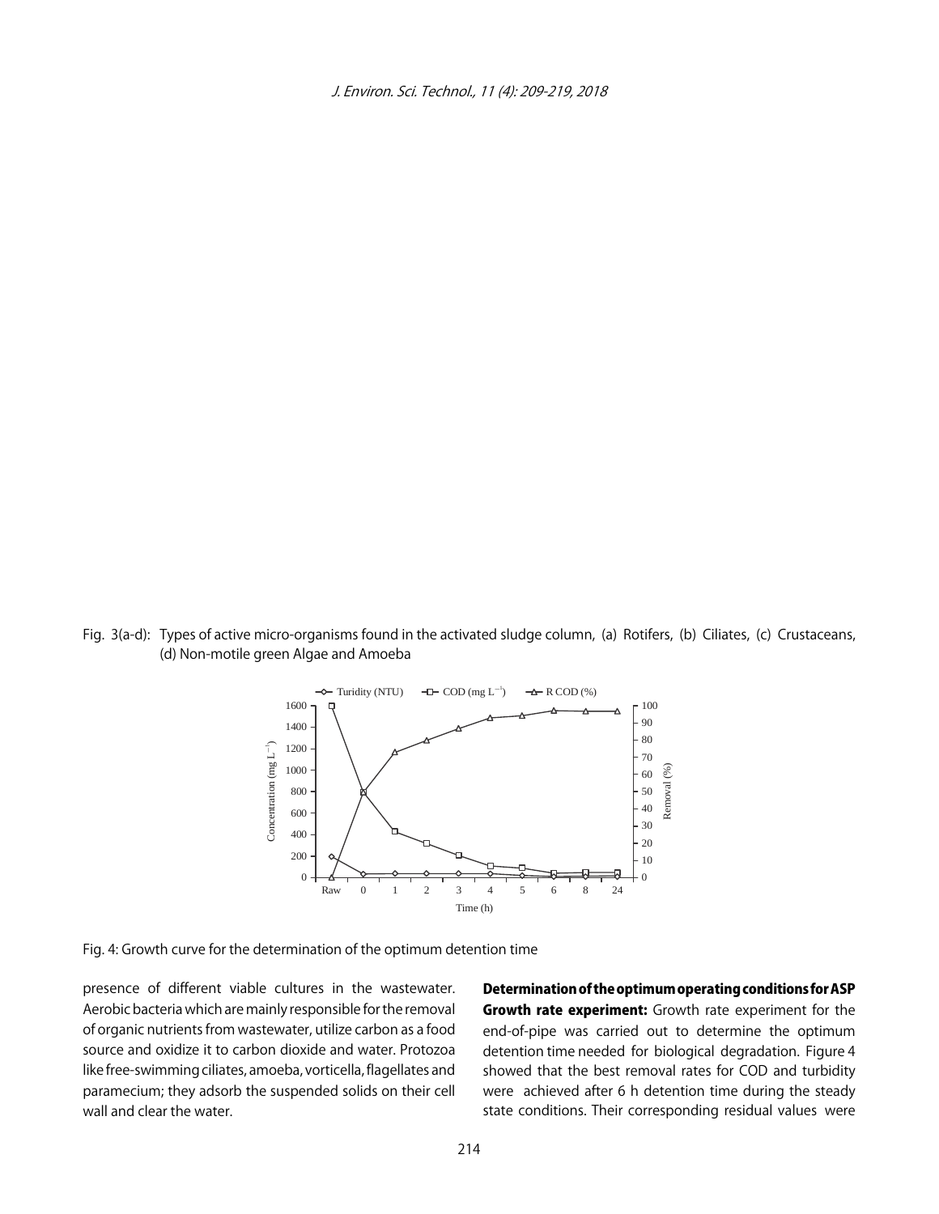Fig. 3(a-d): Types of active micro-organisms found in the activated sludge column, (a) Rotifers, (b) Ciliates, (c) Crustaceans, (d) Non-motile green Algae and Amoeba

Fig. 4: Growth curve for the determination of the optimum detention time

presence of different viable cultures in the wastewater. Aerobic bacteria which are mainly responsible for the removal of organic nutrients from wastewater, utilize carbon as a food source and oxidize it to carbon dioxide and water. Protozoa like free-swimming ciliates, amoeba, vorticella, flagellates and paramecium; they adsorb the suspended solids on their cell wall and clear the water.

**Determination of the optimum operating conditions for ASP**

**Growth rate experiment:** Growth rate experiment for the end-of-pipe was carried out to determine the optimum detention time needed for biological degradation. Figure 4 showed that the best removal rates for COD and turbidity were achieved after 6 h detention time during the steady state conditions. Their corresponding residual values were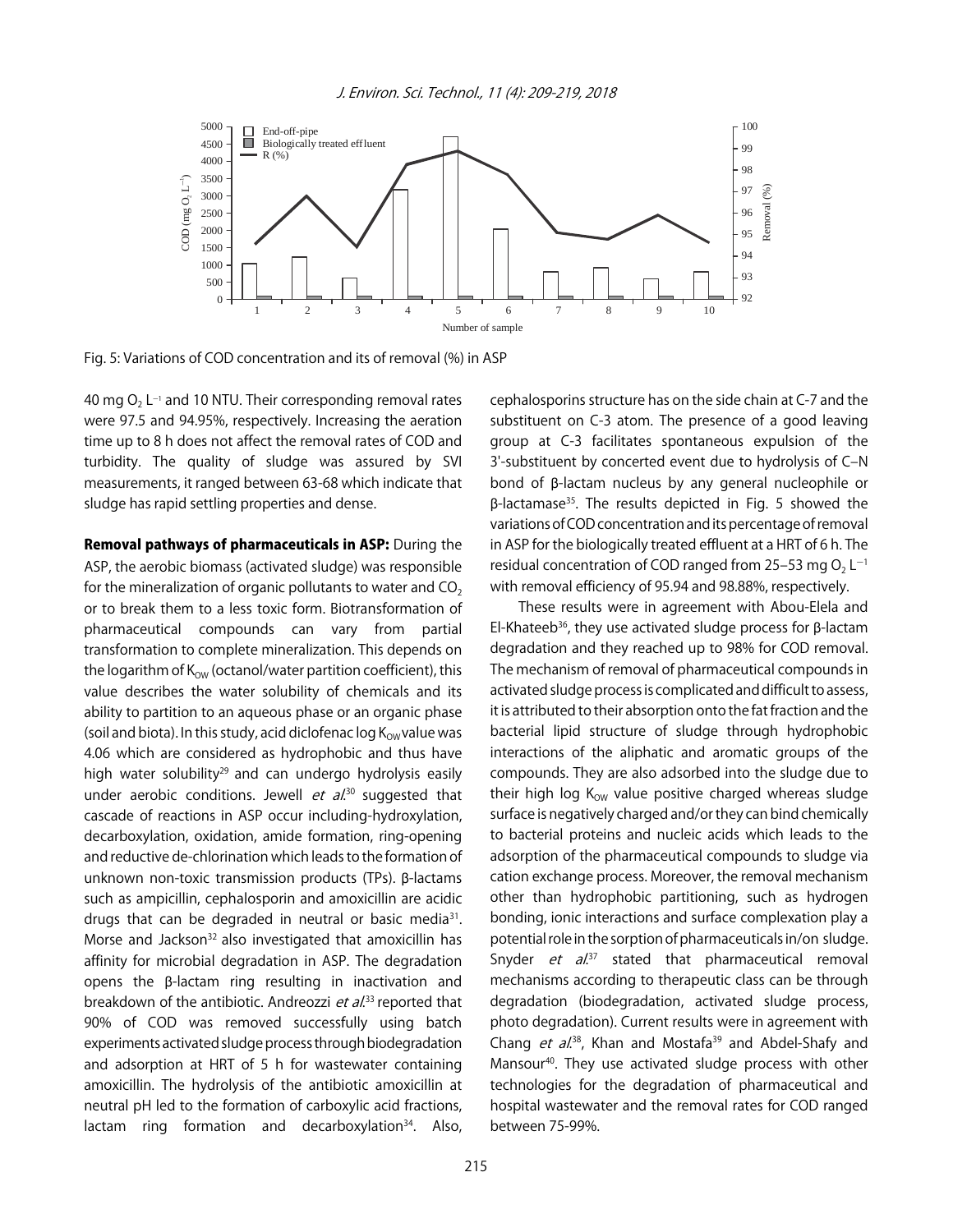Fig. 5: Variations of COD concentration and its of removal (%) in ASP

40 mg $O_2$ $L^{-1}$ and 10 NTU. Their corresponding removal rates were 97.5 and 94.95%, respectively. Increasing the aeration time up to 8 h does not affect the removal rates of COD and turbidity. The quality of sludge was assured by SVI measurements, it ranged between 63-68 which indicate that sludge has rapid settling properties and dense.

**Removal pathways of pharmaceuticals in ASP:** During the ASP, the aerobic biomass (activated sludge) was responsible for the mineralization of organic pollutants to water and $CO_2$ or to break them to a less toxic form. Biotransformation of pharmaceutical compounds can vary from partial transformation to complete mineralization. This depends on the logarithm of $K_{OW}$ (octanol/water partition coefficient), this value describes the water solubility of chemicals and its ability to partition to an aqueous phase or an organic phase (soil and biota). In this study, acid diclofenac log $K_{OW}$ value was 4.06 which are considered as hydrophobic and thus have high water solubility[29] and can undergo hydrolysis easily under aerobic conditions. Jewell *et al.*[30] suggested that cascade of reactions in ASP occur including-hydroxylation, decarboxylation, oxidation, amide formation, ring-opening and reductive de-chlorination which leads to the formation of unknown non-toxic transmission products (TPs). β-lactams such as ampicillin, cephalosporin and amoxicillin are acidic drugs that can be degraded in neutral or basic media[31]. Morse and Jackson[32] also investigated that amoxicillin has affinity for microbial degradation in ASP. The degradation opens the β-lactam ring resulting in inactivation and breakdown of the antibiotic. Andreozzi *et al.*[33] reported that 90% of COD was removed successfully using batch experiments activated sludge process through biodegradation and adsorption at HRT of 5 h for wastewater containing amoxicillin. The hydrolysis of the antibiotic amoxicillin at neutral pH led to the formation of carboxylic acid fractions, lactam ring formation and decarboxylation[34]. Also, cephalosporins structure has on the side chain at C-7 and the substituent on C-3 atom. The presence of a good leaving group at C-3 facilitates spontaneous expulsion of the 3'-substituent by concerted event due to hydrolysis of C–N bond of β-lactam nucleus by any general nucleophile or β-lactamase[35]. The results depicted in Fig. 5 showed the variations of COD concentration and its percentage of removal in ASP for the biologically treated effluent at a HRT of 6 h. The residual concentration of COD ranged from 25–53 mg $O_2$ $L^{-1}$ with removal efficiency of 95.94 and 98.88%, respectively.

These results were in agreement with Abou-Elela and El-Khateeb[36], they use activated sludge process for β-lactam degradation and they reached up to 98% for COD removal. The mechanism of removal of pharmaceutical compounds in activated sludge process is complicated and difficult to assess, it is attributed to their absorption onto the fat fraction and the bacterial lipid structure of sludge through hydrophobic interactions of the aliphatic and aromatic groups of the compounds. They are also adsorbed into the sludge due to their high log $K_{OW}$ value positive charged whereas sludge surface is negatively charged and/or they can bind chemically to bacterial proteins and nucleic acids which leads to the adsorption of the pharmaceutical compounds to sludge via cation exchange process. Moreover, the removal mechanism other than hydrophobic partitioning, such as hydrogen bonding, ionic interactions and surface complexation play a potential role in the sorption of pharmaceuticals in/on sludge. Snyder *et al.*[37] stated that pharmaceutical removal mechanisms according to therapeutic class can be through degradation (biodegradation, activated sludge process, photo degradation). Current results were in agreement with Chang *et al.*[38], Khan and Mostafa[39] and Abdel-Shafy and Mansour[40]. They use activated sludge process with other technologies for the degradation of pharmaceutical and hospital wastewater and the removal rates for COD ranged between 75-99%.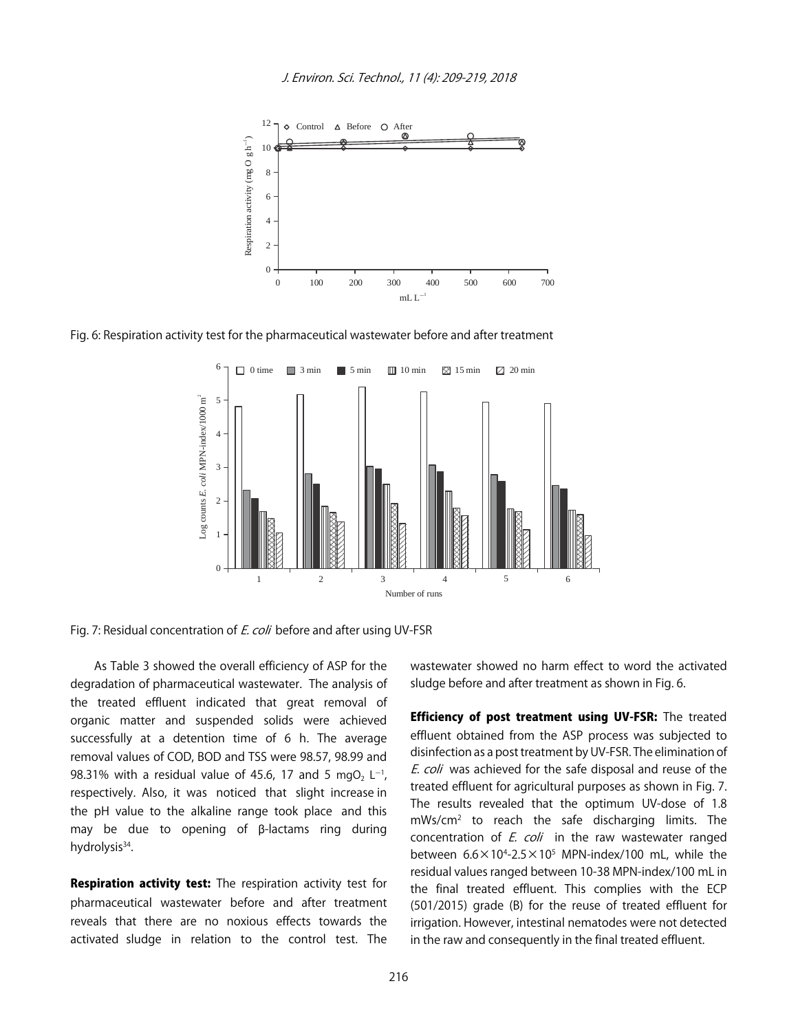Fig. 6: Respiration activity test for the pharmaceutical wastewater before and after treatment

Fig. 7: Residual concentration of *E. coli* before and after using UV-FSR

As Table 3 showed the overall efficiency of ASP for the degradation of pharmaceutical wastewater. The analysis of the treated effluent indicated that great removal of organic matter and suspended solids were achieved successfully at a detention time of 6 h. The average removal values of COD, BOD and TSS were 98.57, 98.99 and 98.31% with a residual value of 45.6, 17 and 5 mg$O_2$ $L^{-1}$, respectively. Also, it was noticed that slight increase in the pH value to the alkaline range took place and this may be due to opening of β-lactams ring during hydrolysis[34].

**Respiration activity test:** The respiration activity test for pharmaceutical wastewater before and after treatment reveals that there are no noxious effects towards the activated sludge in relation to the control test. The wastewater showed no harm effect to word the activated sludge before and after treatment as shown in Fig. 6.

**Efficiency of post treatment using UV-FSR:** The treated effluent obtained from the ASP process was subjected to disinfection as a post treatment by UV-FSR. The elimination of *E. coli* was achieved for the safe disposal and reuse of the treated effluent for agricultural purposes as shown in Fig. 7. The results revealed that the optimum UV-dose of 1.8 mWs/$cm^2$ to reach the safe discharging limits. The concentration of *E. coli* in the raw wastewater ranged between $6.6\times10^4$-$2.5\times10^5$ MPN-index/100 mL, while the residual values ranged between 10-38 MPN-index/100 mL in the final treated effluent. This complies with the ECP (501/2015) grade (B) for the reuse of treated effluent for irrigation. However, intestinal nematodes were not detected in the raw and consequently in the final treated effluent.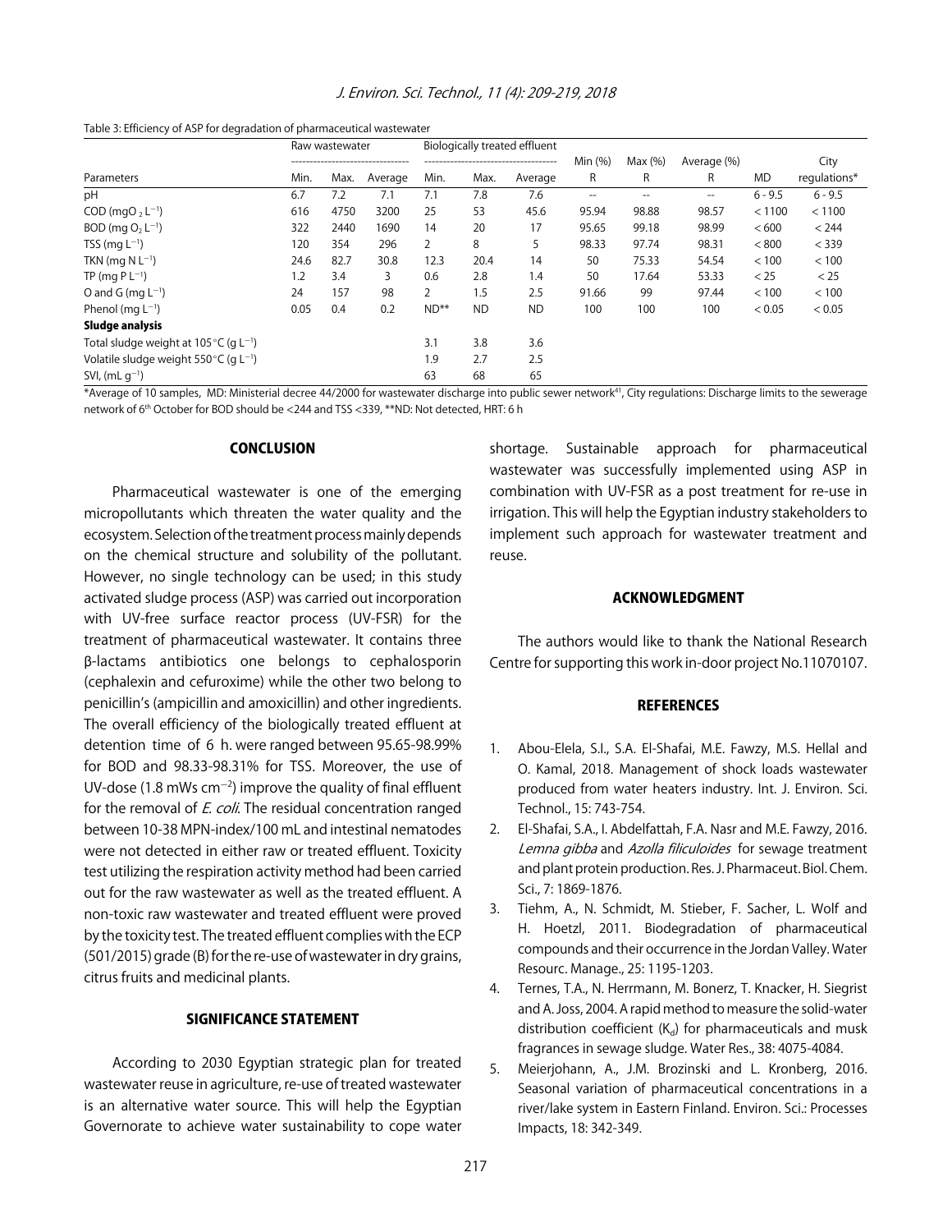Table 3: Efficiency of ASP for degradation of pharmaceutical wastewater

| Parameters | Raw wastewater | | | Biologically treated effluent | | | Min (%) | Max (%) | Average (%) | | City |
|---|---|---|---|---|---|---|---|---|---|---|---|
| | Min. | Max. | Average | Min. | Max. | Average | R | R | R | MD | regulations* |
| pH | 6.7 | 7.2 | 7.1 | 7.1 | 7.8 | 7.6 | -- | -- | -- | 6 - 9.5 | 6 - 9.5 |
| COD (mg$O_2$ $L^{-1}$) | 616 | 4750 | 3200 | 25 | 53 | 45.6 | 95.94 | 98.88 | 98.57 | < 1100 | < 1100 |
| BOD (mg $O_2$ $L^{-1}$) | 322 | 2440 | 1690 | 14 | 20 | 17 | 95.65 | 99.18 | 98.99 | < 600 | < 244 |
| TSS (mg $L^{-1}$) | 120 | 354 | 296 | 2 | 8 | 5 | 98.33 | 97.74 | 98.31 | < 800 | < 339 |
| TKN (mg N $L^{-1}$) | 24.6 | 82.7 | 30.8 | 12.3 | 20.4 | 14 | 50 | 75.33 | 54.54 | < 100 | < 100 |
| TP (mg P $L^{-1}$) | 1.2 | 3.4 | 3 | 0.6 | 2.8 | 1.4 | 50 | 17.64 | 53.33 | < 25 | < 25 |
| O and G (mg $L^{-1}$) | 24 | 157 | 98 | 2 | 1.5 | 2.5 | 91.66 | 99 | 97.44 | < 100 | < 100 |
| Phenol (mg $L^{-1}$) | 0.05 | 0.4 | 0.2 | ND** | ND | ND | 100 | 100 | 100 | < 0.05 | < 0.05 |
| **Sludge analysis** | | | | | | | | | | | |
| Total sludge weight at 105°C (g $L^{-1}$) | | | | 3.1 | 3.8 | 3.6 | | | | | |
| Volatile sludge weight 550°C (g $L^{-1}$) | | | | 1.9 | 2.7 | 2.5 | | | | | |
| SVI, (mL $g^{-1}$) | | | | 63 | 68 | 65 | | | | | |

*Average of 10 samples, MD: Ministerial decree 44/2000 for wastewater discharge into public sewer network[41], City regulations: Discharge limits to the sewerage network of 6th October for BOD should be <244 and TSS <339, **ND: Not detected, HRT: 6 h

## CONCLUSION

Pharmaceutical wastewater is one of the emerging micropollutants which threaten the water quality and the ecosystem. Selection of the treatment process mainly depends on the chemical structure and solubility of the pollutant. However, no single technology can be used; in this study activated sludge process (ASP) was carried out incorporation with UV-free surface reactor process (UV-FSR) for the treatment of pharmaceutical wastewater. It contains three β-lactams antibiotics one belongs to cephalosporin (cephalexin and cefuroxime) while the other two belong to penicillin's (ampicillin and amoxicillin) and other ingredients. The overall efficiency of the biologically treated effluent at detention time of 6 h. were ranged between 95.65-98.99% for BOD and 98.33-98.31% for TSS. Moreover, the use of UV-dose (1.8 mWs $cm^{-2}$) improve the quality of final effluent for the removal of *E. coli*. The residual concentration ranged between 10-38 MPN-index/100 mL and intestinal nematodes were not detected in either raw or treated effluent. Toxicity test utilizing the respiration activity method had been carried out for the raw wastewater as well as the treated effluent. A non-toxic raw wastewater and treated effluent were proved by the toxicity test. The treated effluent complies with the ECP (501/2015) grade (B) for the re-use of wastewater in dry grains, citrus fruits and medicinal plants.

## SIGNIFICANCE STATEMENT

According to 2030 Egyptian strategic plan for treated wastewater reuse in agriculture, re-use of treated wastewater is an alternative water source. This will help the Egyptian Governorate to achieve water sustainability to cope water shortage. Sustainable approach for pharmaceutical wastewater was successfully implemented using ASP in combination with UV-FSR as a post treatment for re-use in irrigation. This will help the Egyptian industry stakeholders to implement such approach for wastewater treatment and reuse.

## ACKNOWLEDGMENT

The authors would like to thank the National Research Centre for supporting this work in-door project No.11070107.

## REFERENCES

1. Abou-Elela, S.I., S.A. El-Shafai, M.E. Fawzy, M.S. Hellal and O. Kamal, 2018. Management of shock loads wastewater produced from water heaters industry. Int. J. Environ. Sci. Technol., 15: 743-754.
2. El-Shafai, S.A., I. Abdelfattah, F.A. Nasr and M.E. Fawzy, 2016. *Lemna gibba* and *Azolla filiculoides* for sewage treatment and plant protein production. Res. J. Pharmaceut. Biol. Chem. Sci., 7: 1869-1876.
3. Tiehm, A., N. Schmidt, M. Stieber, F. Sacher, L. Wolf and H. Hoetzl, 2011. Biodegradation of pharmaceutical compounds and their occurrence in the Jordan Valley. Water Resourc. Manage., 25: 1195-1203.
4. Ternes, T.A., N. Herrmann, M. Bonerz, T. Knacker, H. Siegrist and A. Joss, 2004. A rapid method to measure the solid-water distribution coefficient ($K_d$) for pharmaceuticals and musk fragrances in sewage sludge. Water Res., 38: 4075-4084.
5. Meierjohann, A., J.M. Brozinski and L. Kronberg, 2016. Seasonal variation of pharmaceutical concentrations in a river/lake system in Eastern Finland. Environ. Sci.: Processes Impacts, 18: 342-349.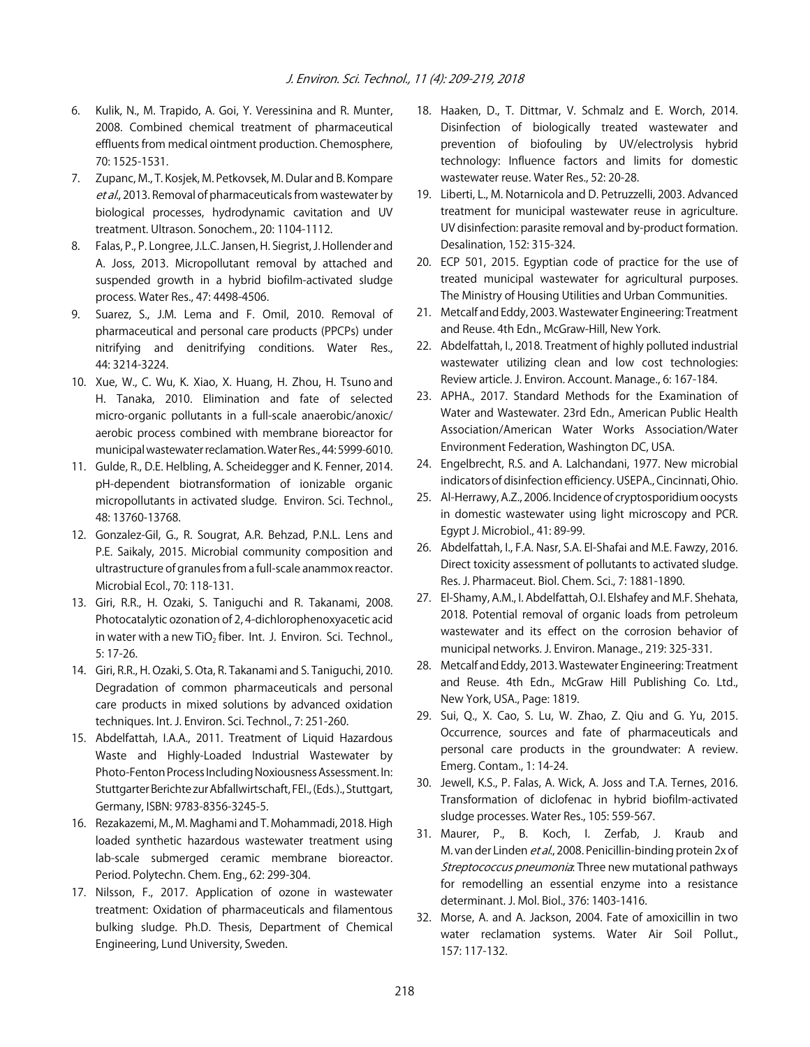6. Kulik, N., M. Trapido, A. Goi, Y. Veressinina and R. Munter, 2008. Combined chemical treatment of pharmaceutical effluents from medical ointment production. Chemosphere, 70: 1525-1531.
7. Zupanc, M., T. Kosjek, M. Petkovsek, M. Dular and B. Kompare *et al*., 2013. Removal of pharmaceuticals from wastewater by biological processes, hydrodynamic cavitation and UV treatment. Ultrason. Sonochem., 20: 1104-1112.
8. Falas, P., P. Longree, J.L.C. Jansen, H. Siegrist, J. Hollender and A. Joss, 2013. Micropollutant removal by attached and suspended growth in a hybrid biofilm-activated sludge process. Water Res., 47: 4498-4506.
9. Suarez, S., J.M. Lema and F. Omil, 2010. Removal of pharmaceutical and personal care products (PPCPs) under nitrifying and denitrifying conditions. Water Res., 44: 3214-3224.
10. Xue, W., C. Wu, K. Xiao, X. Huang, H. Zhou, H. Tsuno and H. Tanaka, 2010. Elimination and fate of selected micro-organic pollutants in a full-scale anaerobic/anoxic/aerobic process combined with membrane bioreactor for municipal wastewater reclamation. Water Res., 44: 5999-6010.
11. Gulde, R., D.E. Helbling, A. Scheidegger and K. Fenner, 2014. pH-dependent biotransformation of ionizable organic micropollutants in activated sludge. Environ. Sci. Technol., 48: 13760-13768.
12. Gonzalez-Gil, G., R. Sougrat, A.R. Behzad, P.N.L. Lens and P.E. Saikaly, 2015. Microbial community composition and ultrastructure of granules from a full-scale anammox reactor. Microbial Ecol., 70: 118-131.
13. Giri, R.R., H. Ozaki, S. Taniguchi and R. Takanami, 2008. Photocatalytic ozonation of 2, 4-dichlorophenoxyacetic acid in water with a new $TiO_2$ fiber. Int. J. Environ. Sci. Technol., 5: 17-26.
14. Giri, R.R., H. Ozaki, S. Ota, R. Takanami and S. Taniguchi, 2010. Degradation of common pharmaceuticals and personal care products in mixed solutions by advanced oxidation techniques. Int. J. Environ. Sci. Technol., 7: 251-260.
15. Abdelfattah, I.A.A., 2011. Treatment of Liquid Hazardous Waste and Highly-Loaded Industrial Wastewater by Photo-Fenton Process Including Noxiousness Assessment. In: Stuttgarter Berichte zur Abfallwirtschaft, FEI., (Eds.)., Stuttgart, Germany, ISBN: 9783-8356-3245-5.
16. Rezakazemi, M., M. Maghami and T. Mohammadi, 2018. High loaded synthetic hazardous wastewater treatment using lab-scale submerged ceramic membrane bioreactor. Period. Polytechn. Chem. Eng., 62: 299-304.
17. Nilsson, F., 2017. Application of ozone in wastewater treatment: Oxidation of pharmaceuticals and filamentous bulking sludge. Ph.D. Thesis, Department of Chemical Engineering, Lund University, Sweden.
18. Haaken, D., T. Dittmar, V. Schmalz and E. Worch, 2014. Disinfection of biologically treated wastewater and prevention of biofouling by UV/electrolysis hybrid technology: Influence factors and limits for domestic wastewater reuse. Water Res., 52: 20-28.
19. Liberti, L., M. Notarnicola and D. Petruzzelli, 2003. Advanced treatment for municipal wastewater reuse in agriculture. UV disinfection: parasite removal and by-product formation. Desalination, 152: 315-324.
20. ECP 501, 2015. Egyptian code of practice for the use of treated municipal wastewater for agricultural purposes. The Ministry of Housing Utilities and Urban Communities.
21. Metcalf and Eddy, 2003. Wastewater Engineering: Treatment and Reuse. 4th Edn., McGraw-Hill, New York.
22. Abdelfattah, I., 2018. Treatment of highly polluted industrial wastewater utilizing clean and low cost technologies: Review article. J. Environ. Account. Manage., 6: 167-184.
23. APHA., 2017. Standard Methods for the Examination of Water and Wastewater. 23rd Edn., American Public Health Association/American Water Works Association/Water Environment Federation, Washington DC, USA.
24. Engelbrecht, R.S. and A. Lalchandani, 1977. New microbial indicators of disinfection efficiency. USEPA., Cincinnati, Ohio.
25. Al-Herrawy, A.Z., 2006. Incidence of cryptosporidium oocysts in domestic wastewater using light microscopy and PCR. Egypt J. Microbiol., 41: 89-99.
26. Abdelfattah, I., F.A. Nasr, S.A. El-Shafai and M.E. Fawzy, 2016. Direct toxicity assessment of pollutants to activated sludge. Res. J. Pharmaceut. Biol. Chem. Sci., 7: 1881-1890.
27. El-Shamy, A.M., I. Abdelfattah, O.I. Elshafey and M.F. Shehata, 2018. Potential removal of organic loads from petroleum wastewater and its effect on the corrosion behavior of municipal networks. J. Environ. Manage., 219: 325-331.
28. Metcalf and Eddy, 2013. Wastewater Engineering: Treatment and Reuse. 4th Edn., McGraw Hill Publishing Co. Ltd., New York, USA., Page: 1819.
29. Sui, Q., X. Cao, S. Lu, W. Zhao, Z. Qiu and G. Yu, 2015. Occurrence, sources and fate of pharmaceuticals and personal care products in the groundwater: A review. Emerg. Contam., 1: 14-24.
30. Jewell, K.S., P. Falas, A. Wick, A. Joss and T.A. Ternes, 2016. Transformation of diclofenac in hybrid biofilm-activated sludge processes. Water Res., 105: 559-567.
31. Maurer, P., B. Koch, I. Zerfab, J. Kraub and M. van der Linden *et al*., 2008. Penicillin-binding protein 2x of *Streptococcus pneumonia*: Three new mutational pathways for remodelling an essential enzyme into a resistance determinant. J. Mol. Biol., 376: 1403-1416.
32. Morse, A. and A. Jackson, 2004. Fate of amoxicillin in two water reclamation systems. Water Air Soil Pollut., 157: 117-132.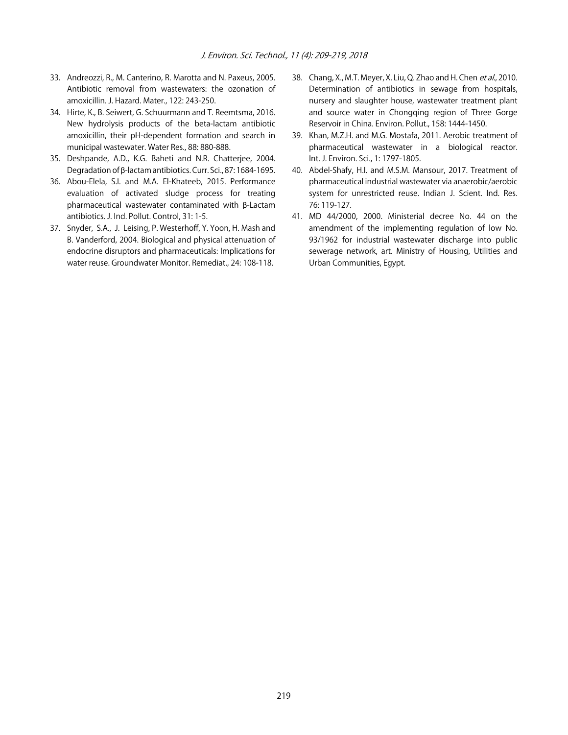33. Andreozzi, R., M. Canterino, R. Marotta and N. Paxeus, 2005. Antibiotic removal from wastewaters: the ozonation of amoxicillin. J. Hazard. Mater., 122: 243-250.
34. Hirte, K., B. Seiwert, G. Schuurmann and T. Reemtsma, 2016. New hydrolysis products of the beta-lactam antibiotic amoxicillin, their pH-dependent formation and search in municipal wastewater. Water Res., 88: 880-888.
35. Deshpande, A.D., K.G. Baheti and N.R. Chatterjee, 2004. Degradation of β-lactam antibiotics. Curr. Sci., 87: 1684-1695.
36. Abou-Elela, S.I. and M.A. El-Khateeb, 2015. Performance evaluation of activated sludge process for treating pharmaceutical wastewater contaminated with β-Lactam antibiotics. J. Ind. Pollut. Control, 31: 1-5.
37. Snyder, S.A., J. Leising, P. Westerhoff, Y. Yoon, H. Mash and B. Vanderford, 2004. Biological and physical attenuation of endocrine disruptors and pharmaceuticals: Implications for water reuse. Groundwater Monitor. Remediat., 24: 108-118.
38. Chang, X., M.T. Meyer, X. Liu, Q. Zhao and H. Chen *et al*., 2010. Determination of antibiotics in sewage from hospitals, nursery and slaughter house, wastewater treatment plant and source water in Chongqing region of Three Gorge Reservoir in China. Environ. Pollut., 158: 1444-1450.
39. Khan, M.Z.H. and M.G. Mostafa, 2011. Aerobic treatment of pharmaceutical wastewater in a biological reactor. Int. J. Environ. Sci., 1: 1797-1805.
40. Abdel-Shafy, H.I. and M.S.M. Mansour, 2017. Treatment of pharmaceutical industrial wastewater via anaerobic/aerobic system for unrestricted reuse. Indian J. Scient. Ind. Res. 76: 119-127.
41. MD 44/2000, 2000. Ministerial decree No. 44 on the amendment of the implementing regulation of low No. 93/1962 for industrial wastewater discharge into public sewerage network, art. Ministry of Housing, Utilities and Urban Communities, Egypt.